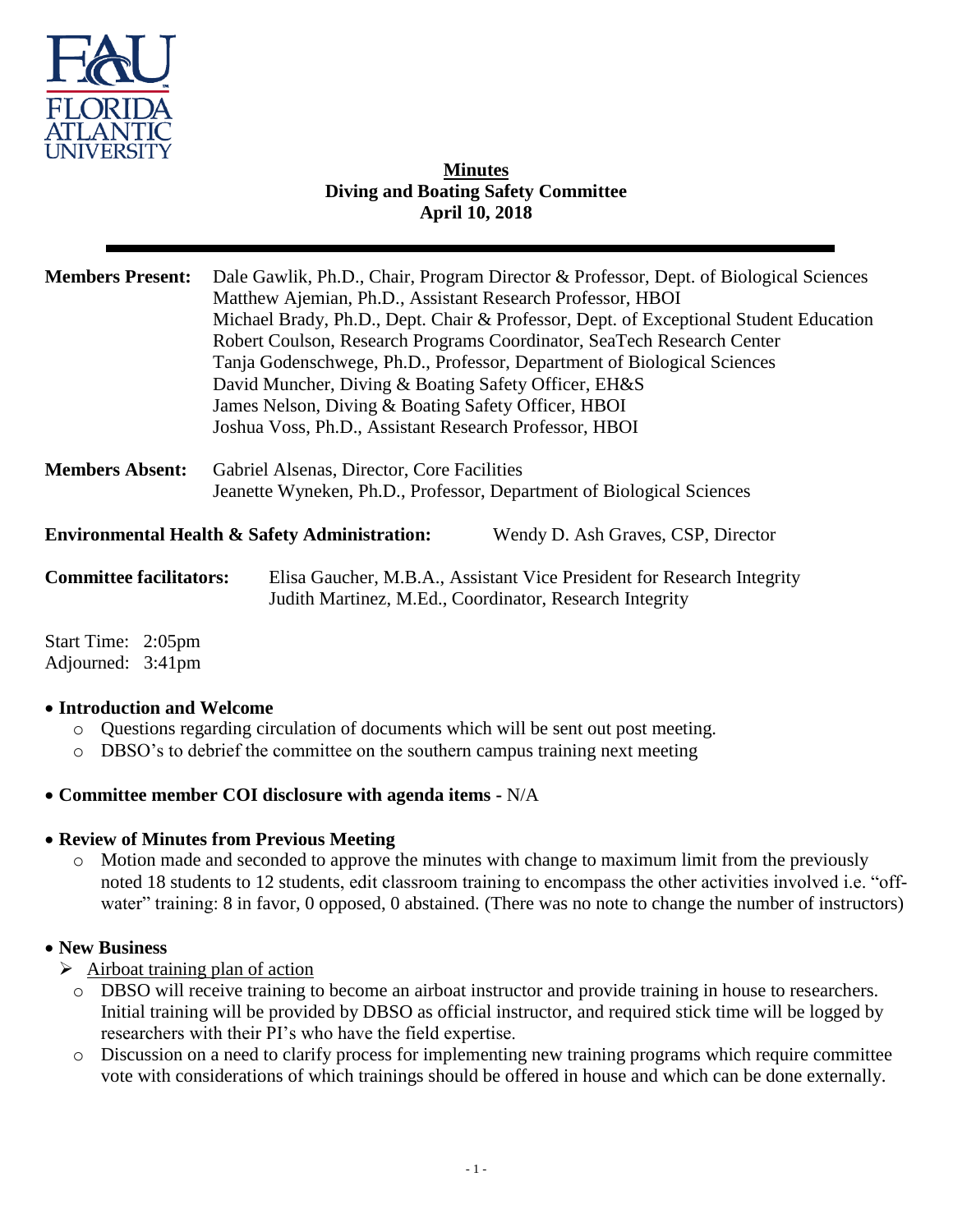# Minutes
## Diving and Boating Safety Committee
## April 10, 2018

**Members Present:** Dale Gawlik, Ph.D., Chair, Program Director & Professor, Dept. of Biological Sciences
Matthew Ajemian, Ph.D., Assistant Research Professor, HBOI
Michael Brady, Ph.D., Dept. Chair & Professor, Dept. of Exceptional Student Education
Robert Coulson, Research Programs Coordinator, SeaTech Research Center
Tanja Godenschwege, Ph.D., Professor, Department of Biological Sciences
David Muncher, Diving & Boating Safety Officer, EH&S
James Nelson, Diving & Boating Safety Officer, HBOI
Joshua Voss, Ph.D., Assistant Research Professor, HBOI

**Members Absent:** Gabriel Alsenas, Director, Core Facilities
Jeanette Wyneken, Ph.D., Professor, Department of Biological Sciences

**Environmental Health & Safety Administration:** Wendy D. Ash Graves, CSP, Director

**Committee facilitators:** Elisa Gaucher, M.B.A., Assistant Vice President for Research Integrity
Judith Martinez, M.Ed., Coordinator, Research Integrity

Start Time: 2:05pm
Adjourned: 3:41pm

- **Introduction and Welcome**
  - Questions regarding circulation of documents which will be sent out post meeting.
  - DBSO's to debrief the committee on the southern campus training next meeting

- **Committee member COI disclosure with agenda items -** N/A

- **Review of Minutes from Previous Meeting**
  - Motion made and seconded to approve the minutes with change to maximum limit from the previously noted 18 students to 12 students, edit classroom training to encompass the other activities involved i.e. "off-water" training: 8 in favor, 0 opposed, 0 abstained. (There was no note to change the number of instructors)

- **New Business**
  - Airboat training plan of action
    - DBSO will receive training to become an airboat instructor and provide training in house to researchers. Initial training will be provided by DBSO as official instructor, and required stick time will be logged by researchers with their PI's who have the field expertise.
    - Discussion on a need to clarify process for implementing new training programs which require committee vote with considerations of which trainings should be offered in house and which can be done externally.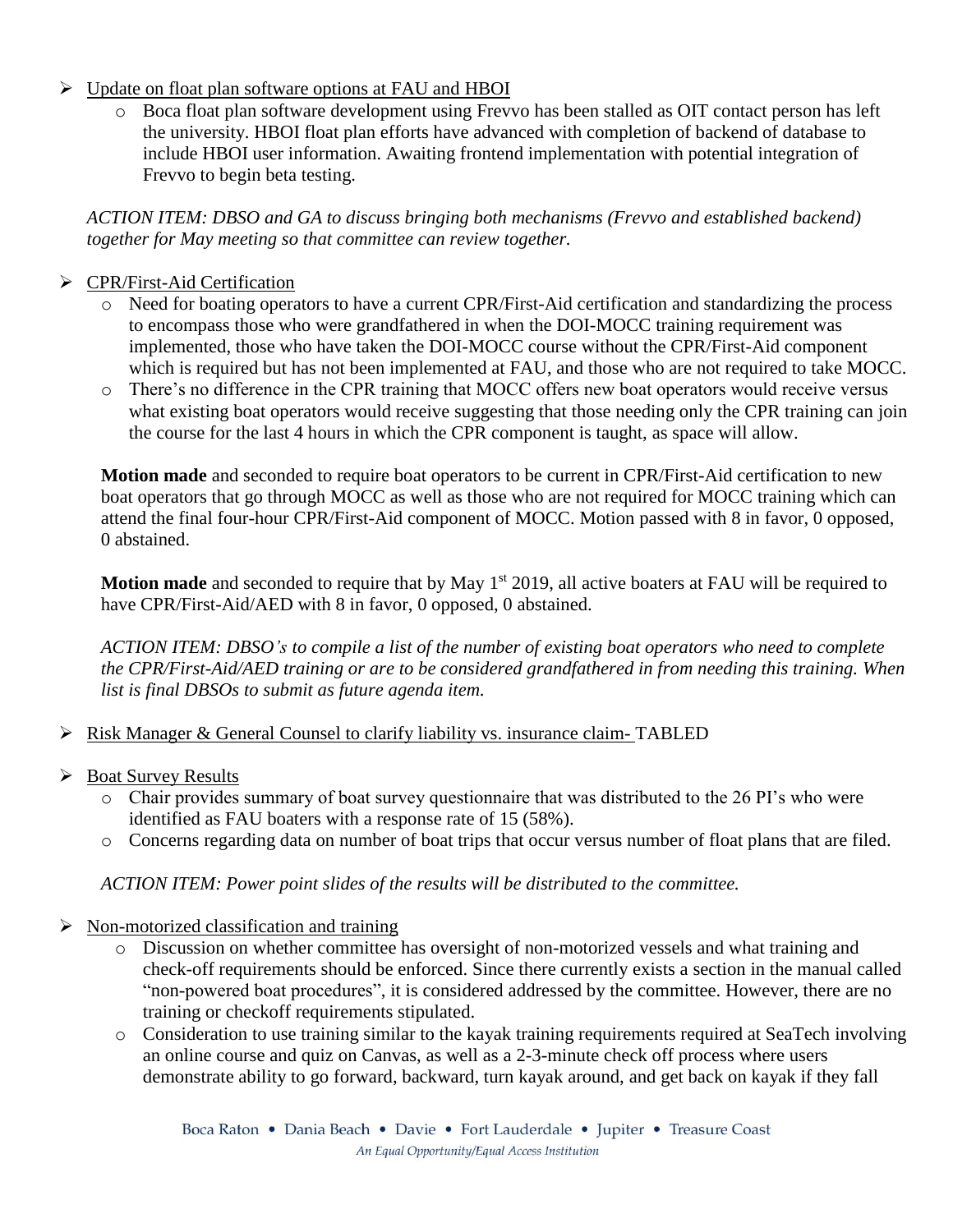- Update on float plan software options at FAU and HBOI
    - Boca float plan software development using Frevvo has been stalled as OIT contact person has left the university. HBOI float plan efforts have advanced with completion of backend of database to include HBOI user information. Awaiting frontend implementation with potential integration of Frevvo to begin beta testing.

  *ACTION ITEM: DBSO and GA to discuss bringing both mechanisms (Frevvo and established backend) together for May meeting so that committee can review together.*

- CPR/First-Aid Certification
    - Need for boating operators to have a current CPR/First-Aid certification and standardizing the process to encompass those who were grandfathered in when the DOI-MOCC training requirement was implemented, those who have taken the DOI-MOCC course without the CPR/First-Aid component which is required but has not been implemented at FAU, and those who are not required to take MOCC.
    - There's no difference in the CPR training that MOCC offers new boat operators would receive versus what existing boat operators would receive suggesting that those needing only the CPR training can join the course for the last 4 hours in which the CPR component is taught, as space will allow.

  **Motion made** and seconded to require boat operators to be current in CPR/First-Aid certification to new boat operators that go through MOCC as well as those who are not required for MOCC training which can attend the final four-hour CPR/First-Aid component of MOCC. Motion passed with 8 in favor, 0 opposed, 0 abstained.

  **Motion made** and seconded to require that by May 1st 2019, all active boaters at FAU will be required to have CPR/First-Aid/AED with 8 in favor, 0 opposed, 0 abstained.

  *ACTION ITEM: DBSO's to compile a list of the number of existing boat operators who need to complete the CPR/First-Aid/AED training or are to be considered grandfathered in from needing this training. When list is final DBSOs to submit as future agenda item.*

- Risk Manager & General Counsel to clarify liability vs. insurance claim- TABLED

- Boat Survey Results
    - Chair provides summary of boat survey questionnaire that was distributed to the 26 PI's who were identified as FAU boaters with a response rate of 15 (58%).
    - Concerns regarding data on number of boat trips that occur versus number of float plans that are filed.

  *ACTION ITEM: Power point slides of the results will be distributed to the committee.*

- Non-motorized classification and training
    - Discussion on whether committee has oversight of non-motorized vessels and what training and check-off requirements should be enforced. Since there currently exists a section in the manual called "non-powered boat procedures", it is considered addressed by the committee. However, there are no training or checkoff requirements stipulated.
    - Consideration to use training similar to the kayak training requirements required at SeaTech involving an online course and quiz on Canvas, as well as a 2-3-minute check off process where users demonstrate ability to go forward, backward, turn kayak around, and get back on kayak if they fall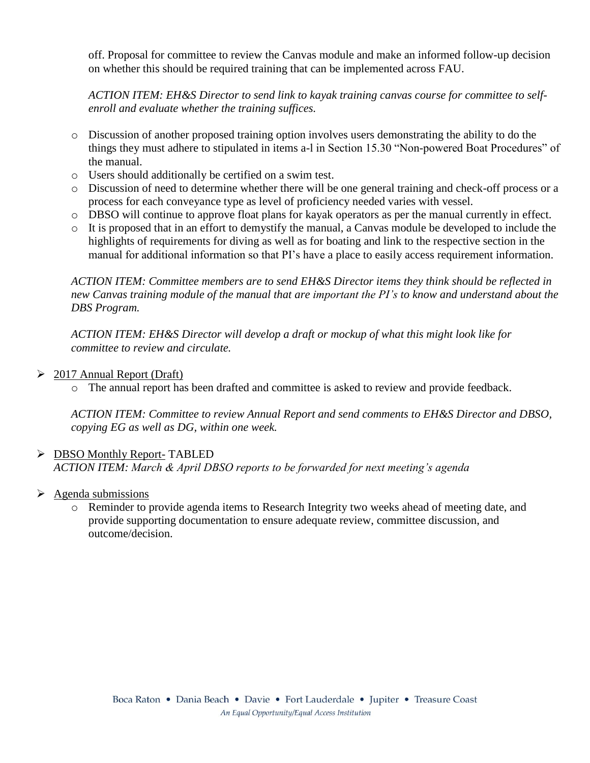off. Proposal for committee to review the Canvas module and make an informed follow-up decision on whether this should be required training that can be implemented across FAU.

*ACTION ITEM: EH&S Director to send link to kayak training canvas course for committee to self-enroll and evaluate whether the training suffices.*

- Discussion of another proposed training option involves users demonstrating the ability to do the things they must adhere to stipulated in items a-l in Section 15.30 "Non-powered Boat Procedures" of the manual.
- Users should additionally be certified on a swim test.
- Discussion of need to determine whether there will be one general training and check-off process or a process for each conveyance type as level of proficiency needed varies with vessel.
- DBSO will continue to approve float plans for kayak operators as per the manual currently in effect.
- It is proposed that in an effort to demystify the manual, a Canvas module be developed to include the highlights of requirements for diving as well as for boating and link to the respective section in the manual for additional information so that PI's have a place to easily access requirement information.

*ACTION ITEM: Committee members are to send EH&S Director items they think should be reflected in new Canvas training module of the manual that are important the PI's to know and understand about the DBS Program.*

*ACTION ITEM: EH&S Director will develop a draft or mockup of what this might look like for committee to review and circulate.*

- <u>2017 Annual Report (Draft)</u>
  - The annual report has been drafted and committee is asked to review and provide feedback.

  *ACTION ITEM: Committee to review Annual Report and send comments to EH&S Director and DBSO, copying EG as well as DG, within one week.*

- <u>DBSO Monthly Report-</u> TABLED
  *ACTION ITEM: March & April DBSO reports to be forwarded for next meeting's agenda*

- <u>Agenda submissions</u>
  - Reminder to provide agenda items to Research Integrity two weeks ahead of meeting date, and provide supporting documentation to ensure adequate review, committee discussion, and outcome/decision.